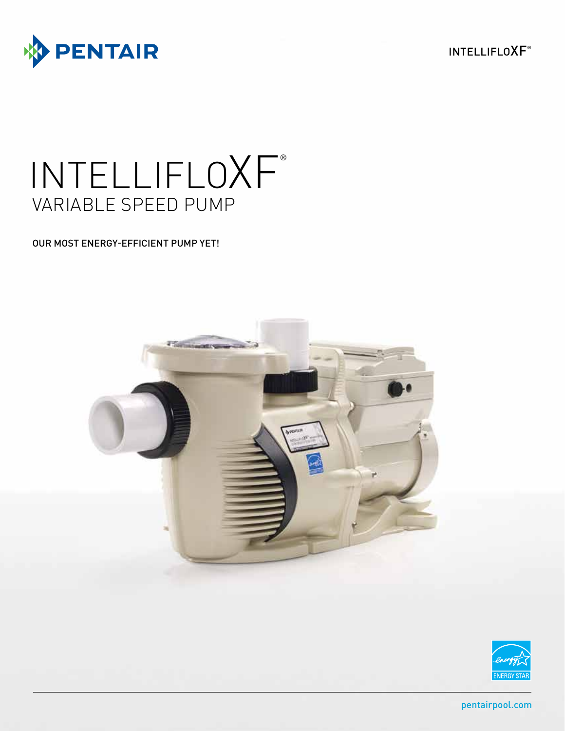PENTAIR

INTELLIFLOXF®

# INTELLIFLOXF®

## VARIABLE SPEED PUMP

OUR MOST ENERGY-EFFICIENT PUMP YET!

ENERGY STAR

pentairpool.com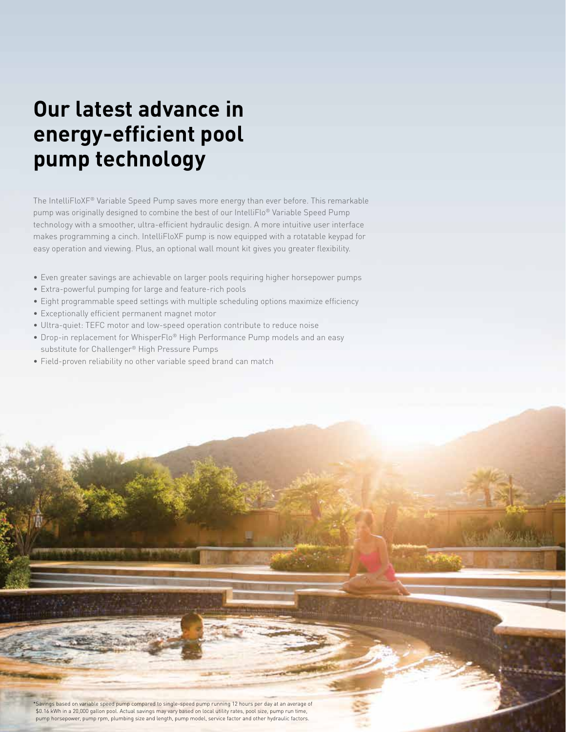# Our latest advance in energy-efficient pool pump technology

The IntelliFloXF® Variable Speed Pump saves more energy than ever before. This remarkable pump was originally designed to combine the best of our IntelliFlo® Variable Speed Pump technology with a smoother, ultra-efficient hydraulic design. A more intuitive user interface makes programming a cinch. IntelliFloXF pump is now equipped with a rotatable keypad for easy operation and viewing. Plus, an optional wall mount kit gives you greater flexibility.

- Even greater savings are achievable on larger pools requiring higher horsepower pumps
- Extra-powerful pumping for large and feature-rich pools
- Eight programmable speed settings with multiple scheduling options maximize efficiency
- Exceptionally efficient permanent magnet motor
- Ultra-quiet: TEFC motor and low-speed operation contribute to reduce noise
- Drop-in replacement for WhisperFlo® High Performance Pump models and an easy substitute for Challenger® High Pressure Pumps
- Field-proven reliability no other variable speed brand can match

*Savings based on variable speed pump compared to single-speed pump running 12 hours per day at an average of $0.16 kWh in a 20,000 gallon pool. Actual savings may vary based on local utility rates, pool size, pump run time, pump horsepower, pump rpm, plumbing size and length, pump model, service factor and other hydraulic factors.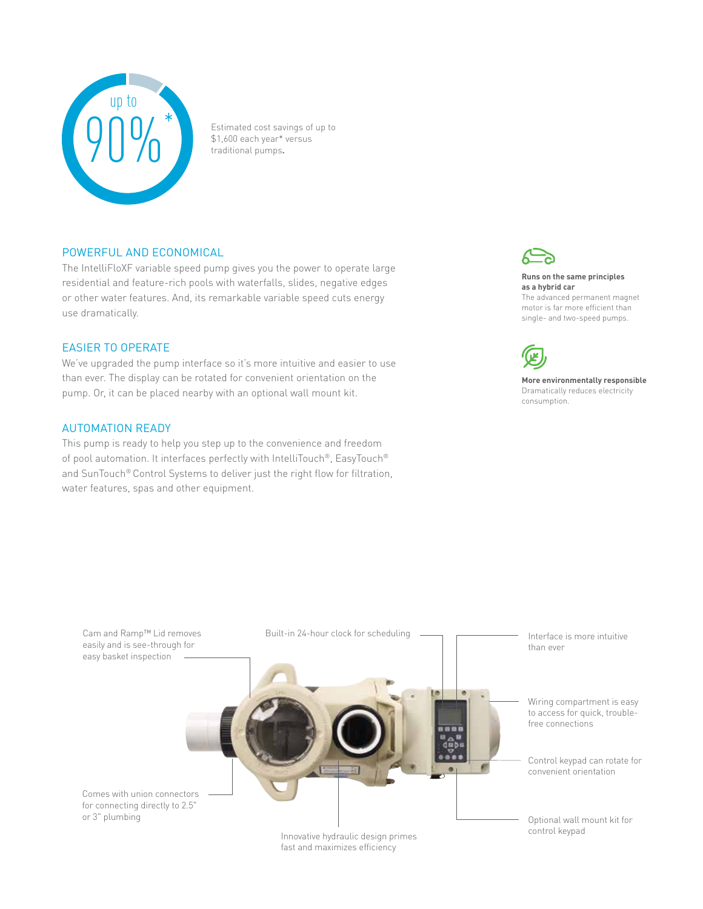up to

90%*

Estimated cost savings of up to $1,600 each year* versus traditional pumps.

## POWERFUL AND ECONOMICAL

The IntelliFloXF variable speed pump gives you the power to operate large residential and feature-rich pools with waterfalls, slides, negative edges or other water features. And, its remarkable variable speed cuts energy use dramatically.

## EASIER TO OPERATE

We've upgraded the pump interface so it's more intuitive and easier to use than ever. The display can be rotated for convenient orientation on the pump. Or, it can be placed nearby with an optional wall mount kit.

## AUTOMATION READY

This pump is ready to help you step up to the convenience and freedom of pool automation. It interfaces perfectly with IntelliTouch®, EasyTouch® and SunTouch® Control Systems to deliver just the right flow for filtration, water features, spas and other equipment.

**Runs on the same principles as a hybrid car**
The advanced permanent magnet motor is far more efficient than single- and two-speed pumps.

**More environmentally responsible**
Dramatically reduces electricity consumption.

Cam and Ramp™ Lid removes easily and is see-through for easy basket inspection

Built-in 24-hour clock for scheduling

Interface is more intuitive than ever

Wiring compartment is easy to access for quick, trouble-free connections

Control keypad can rotate for convenient orientation

Comes with union connectors for connecting directly to 2.5" or 3" plumbing

Optional wall mount kit for control keypad

Innovative hydraulic design primes fast and maximizes efficiency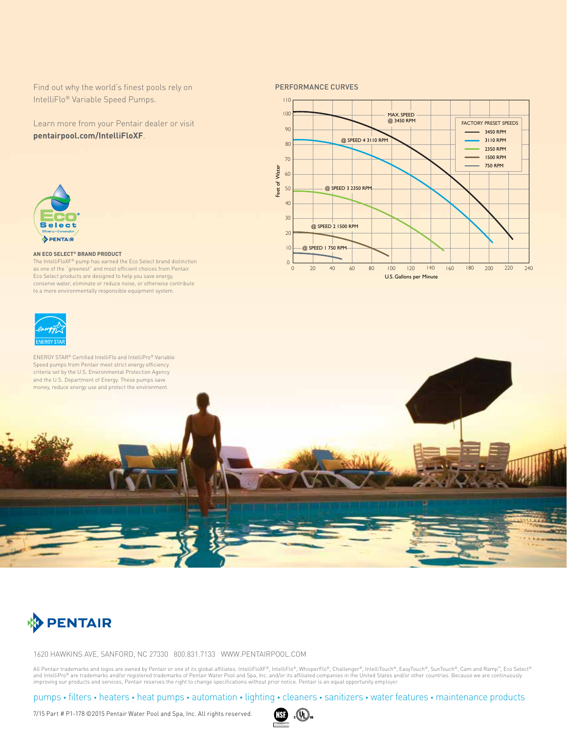Find out why the world's finest pools rely on IntelliFlo® Variable Speed Pumps.

Learn more from your Pentair dealer or visit **pentairpool.com/IntelliFloXF**.

**AN ECO SELECT® BRAND PRODUCT**

The IntelliFloXF® pump has earned the Eco Select brand distinction as one of the "greenest" and most efficient choices from Pentair. Eco Select products are designed to help you save energy, conserve water, eliminate or reduce noise, or otherwise contribute to a more environmentally responsible equipment system.

ENERGY STAR® Certified IntelliFlo and IntelliPro® Variable Speed pumps from Pentair meet strict energy efficiency criteria set by the U.S. Environmental Protection Agency and the U.S. Department of Energy. These pumps save money, reduce energy use and protect the environment.

## PERFORMANCE CURVES

MAX. SPEED @ 3450 RPM
@ SPEED 4 3110 RPM
@ SPEED 3 2350 RPM
@ SPEED 2 1500 RPM
@ SPEED 1 750 RPM

FACTORY PRESET SPEEDS
3450 RPM
3110 RPM
2350 RPM
1500 RPM
750 RPM

Feet of Water
0, 10, 20, 30, 40, 50, 60, 70, 80, 90, 100, 110

U.S. Gallons per Minute
0, 20, 40, 60, 80, 100, 120, 140, 160, 180, 200, 220, 240

PENTAIR

1620 HAWKINS AVE, SANFORD, NC 27330 800.831.7133 WWW.PENTAIRPOOL.COM

All Pentair trademarks and logos are owned by Pentair or one of its global affiliates. IntelliFloXF®, IntelliFlo®, WhisperFlo®, Challenger®, IntelliTouch®, EasyTouch®, SunTouch®, Cam and Ramp™, Eco Select® and IntelliPro® are trademarks and/or registered trademarks of Pentair Water Pool and Spa, Inc. and/or its affiliated companies in the United States and/or other countries. Because we are continuously improving our products and services, Pentair reserves the right to change specifications without prior notice. Pentair is an equal opportunity employer.

pumps • filters • heaters • heat pumps • automation • lighting • cleaners • sanitizers • water features • maintenance products

7/15 Part # P1-178 ©2015 Pentair Water Pool and Spa, Inc. All rights reserved.